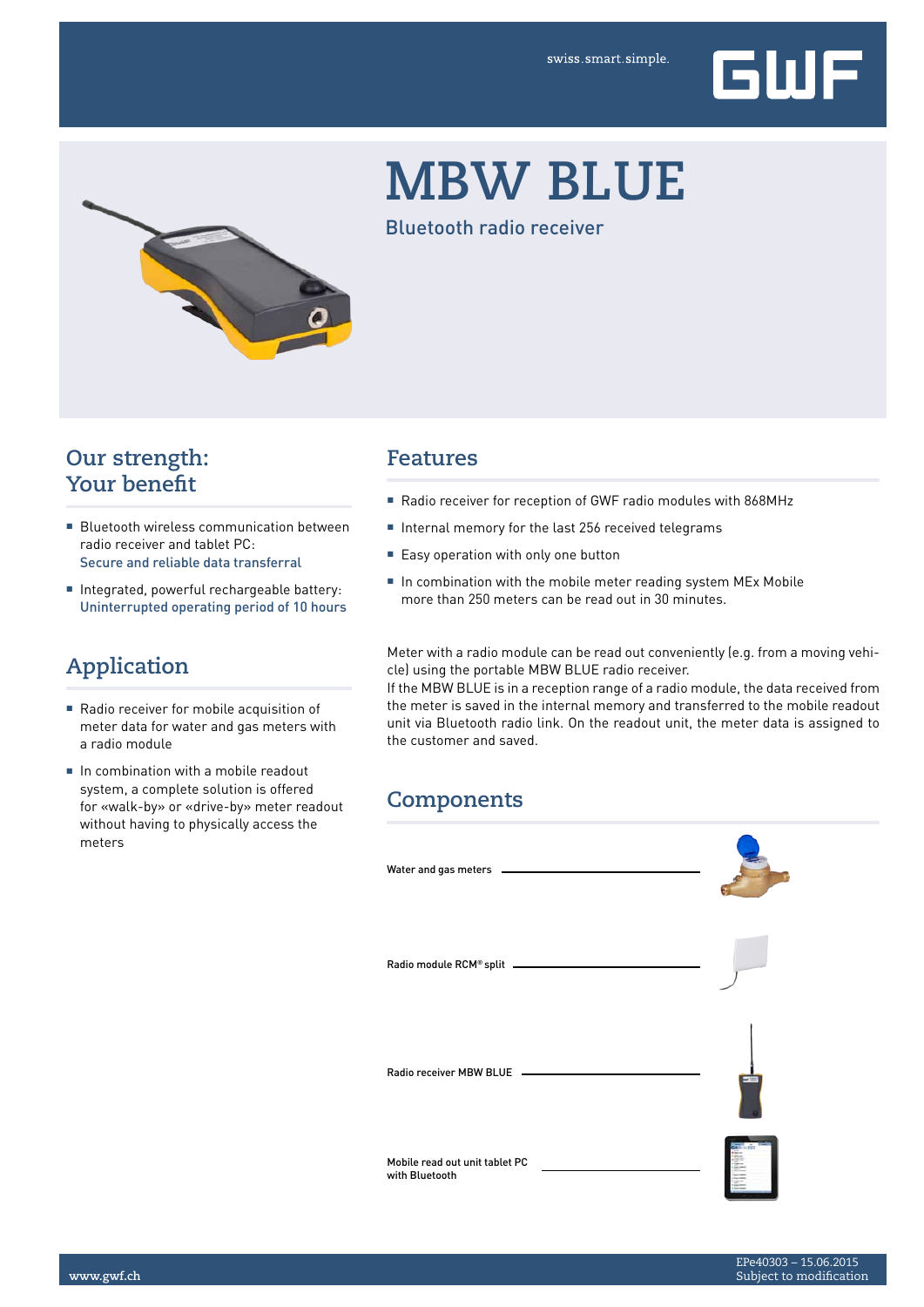swiss.smart.simple.

# MBW BLUE

Bluetooth radio receiver

## Our strength: Your benefit

- Bluetooth wireless communication between radio receiver and tablet PC:
  Secure and reliable data transferral
- Integrated, powerful rechargeable battery:
  Uninterrupted operating period of 10 hours

## Application

- Radio receiver for mobile acquisition of meter data for water and gas meters with a radio module
- In combination with a mobile readout system, a complete solution is offered for «walk-by» or «drive-by» meter readout without having to physically access the meters

## Features

- Radio receiver for reception of GWF radio modules with 868MHz
- Internal memory for the last 256 received telegrams
- Easy operation with only one button
- In combination with the mobile meter reading system MEx Mobile more than 250 meters can be read out in 30 minutes.

Meter with a radio module can be read out conveniently (e.g. from a moving vehicle) using the portable MBW BLUE radio receiver.
If the MBW BLUE is in a reception range of a radio module, the data received from the meter is saved in the internal memory and transferred to the mobile readout unit via Bluetooth radio link. On the readout unit, the meter data is assigned to the customer and saved.

## Components

- Water and gas meters
- Radio module RCM® split
- Radio receiver MBW BLUE
- Mobile read out unit tablet PC with Bluetooth

www.gwf.ch

EPe40303 – 15.06.2015
Subject to modification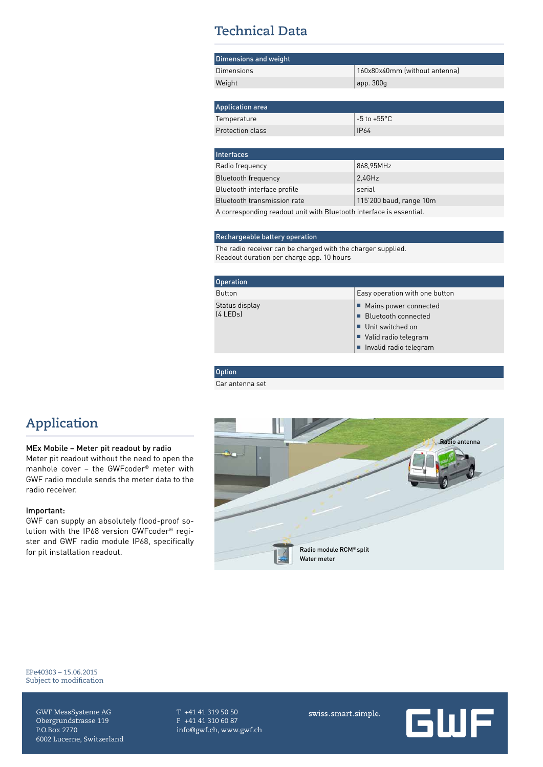# Technical Data

| Dimensions and weight | |
|---|---|
| Dimensions | 160x80x40mm (without antenna) |
| Weight | app. 300g |

| Application area | |
|---|---|
| Temperature | -5 to +55°C |
| Protection class | IP64 |

| Interfaces | |
|---|---|
| Radio frequency | 868,95MHz |
| Bluetooth frequency | 2,4GHz |
| Bluetooth interface profile | serial |
| Bluetooth transmission rate | 115'200 baud, range 10m |
| A corresponding readout unit with Bluetooth interface is essential. | |

| Rechargeable battery operation |
|---|
| The radio receiver can be charged with the charger supplied.<br>Readout duration per charge app. 10 hours |

| Operation | |
|---|---|
| Button | Easy operation with one button |
| Status display (4 LEDs) | ■ Mains power connected<br>■ Bluetooth connected<br>■ Unit switched on<br>■ Valid radio telegram<br>■ Invalid radio telegram |

| Option |
|---|
| Car antenna set |

## Application

**MEx Mobile – Meter pit readout by radio**

Meter pit readout without the need to open the manhole cover – the GWFcoder® meter with GWF radio module sends the meter data to the radio receiver.

**Important:**

GWF can supply an absolutely flood-proof solution with the IP68 version GWFcoder® register and GWF radio module IP68, specifically for pit installation readout.

Radio antenna

Radio module RCM® split

Water meter

EPe40303 – 15.06.2015
Subject to modification

GWF MessSysteme AG
Obergrundstrasse 119
P.O.Box 2770
6002 Lucerne, Switzerland

T +41 41 319 50 50
F +41 41 310 60 87
info@gwf.ch, www.gwf.ch

swiss.smart.simple.

GWF